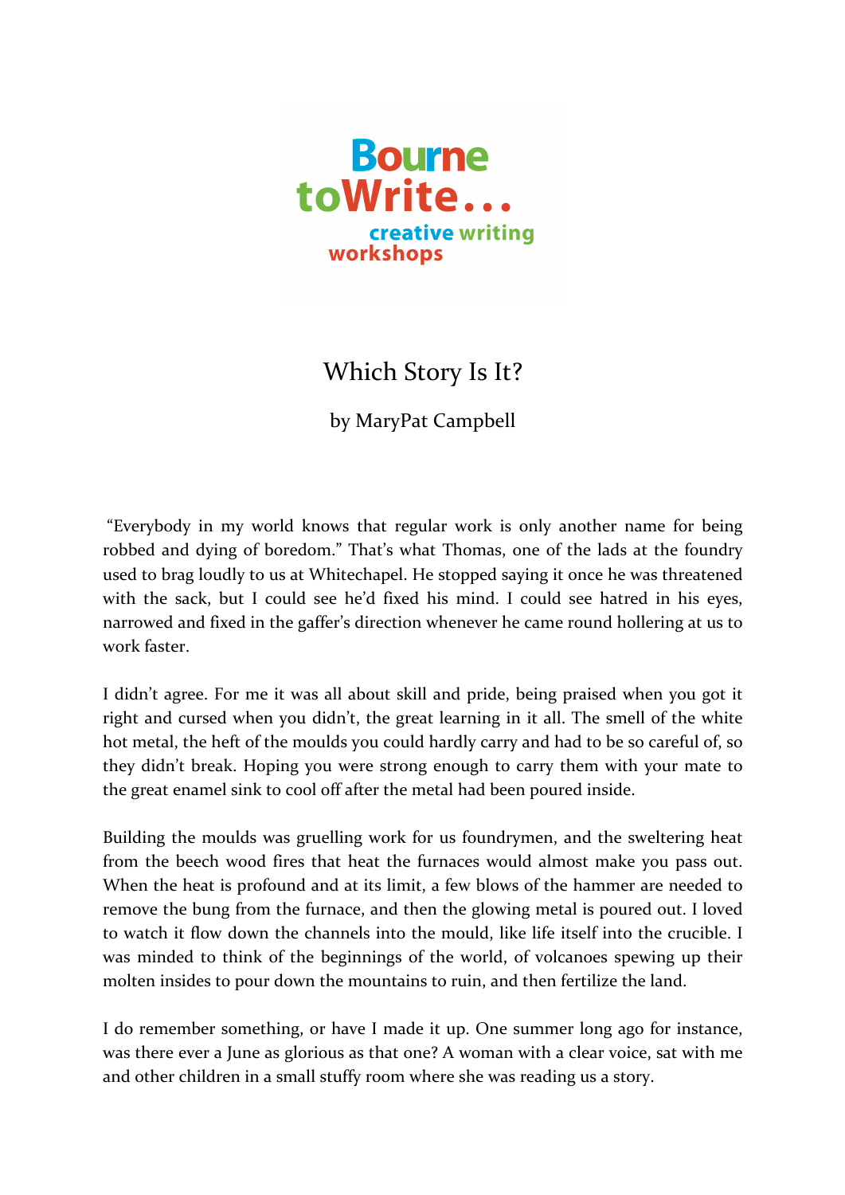Bourne toWrite...
creative writing workshops

# Which Story Is It?

by MaryPat Campbell

"Everybody in my world knows that regular work is only another name for being robbed and dying of boredom." That's what Thomas, one of the lads at the foundry used to brag loudly to us at Whitechapel. He stopped saying it once he was threatened with the sack, but I could see he'd fixed his mind. I could see hatred in his eyes, narrowed and fixed in the gaffer's direction whenever he came round hollering at us to work faster.

I didn't agree. For me it was all about skill and pride, being praised when you got it right and cursed when you didn't, the great learning in it all. The smell of the white hot metal, the heft of the moulds you could hardly carry and had to be so careful of, so they didn't break. Hoping you were strong enough to carry them with your mate to the great enamel sink to cool off after the metal had been poured inside.

Building the moulds was gruelling work for us foundrymen, and the sweltering heat from the beech wood fires that heat the furnaces would almost make you pass out. When the heat is profound and at its limit, a few blows of the hammer are needed to remove the bung from the furnace, and then the glowing metal is poured out. I loved to watch it flow down the channels into the mould, like life itself into the crucible. I was minded to think of the beginnings of the world, of volcanoes spewing up their molten insides to pour down the mountains to ruin, and then fertilize the land.

I do remember something, or have I made it up. One summer long ago for instance, was there ever a June as glorious as that one? A woman with a clear voice, sat with me and other children in a small stuffy room where she was reading us a story.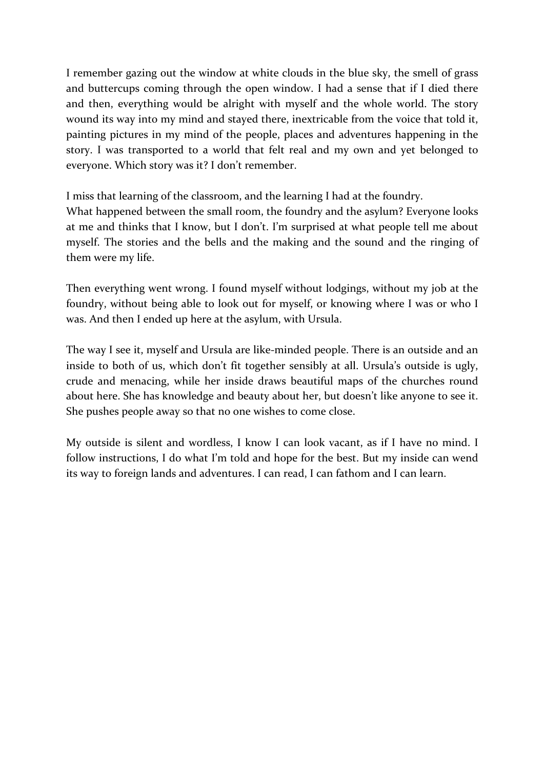I remember gazing out the window at white clouds in the blue sky, the smell of grass and buttercups coming through the open window. I had a sense that if I died there and then, everything would be alright with myself and the whole world. The story wound its way into my mind and stayed there, inextricable from the voice that told it, painting pictures in my mind of the people, places and adventures happening in the story. I was transported to a world that felt real and my own and yet belonged to everyone. Which story was it? I don't remember.

I miss that learning of the classroom, and the learning I had at the foundry.
What happened between the small room, the foundry and the asylum? Everyone looks at me and thinks that I know, but I don't. I'm surprised at what people tell me about myself. The stories and the bells and the making and the sound and the ringing of them were my life.

Then everything went wrong. I found myself without lodgings, without my job at the foundry, without being able to look out for myself, or knowing where I was or who I was. And then I ended up here at the asylum, with Ursula.

The way I see it, myself and Ursula are like-minded people. There is an outside and an inside to both of us, which don't fit together sensibly at all. Ursula's outside is ugly, crude and menacing, while her inside draws beautiful maps of the churches round about here. She has knowledge and beauty about her, but doesn't like anyone to see it. She pushes people away so that no one wishes to come close.

My outside is silent and wordless, I know I can look vacant, as if I have no mind. I follow instructions, I do what I'm told and hope for the best. But my inside can wend its way to foreign lands and adventures. I can read, I can fathom and I can learn.